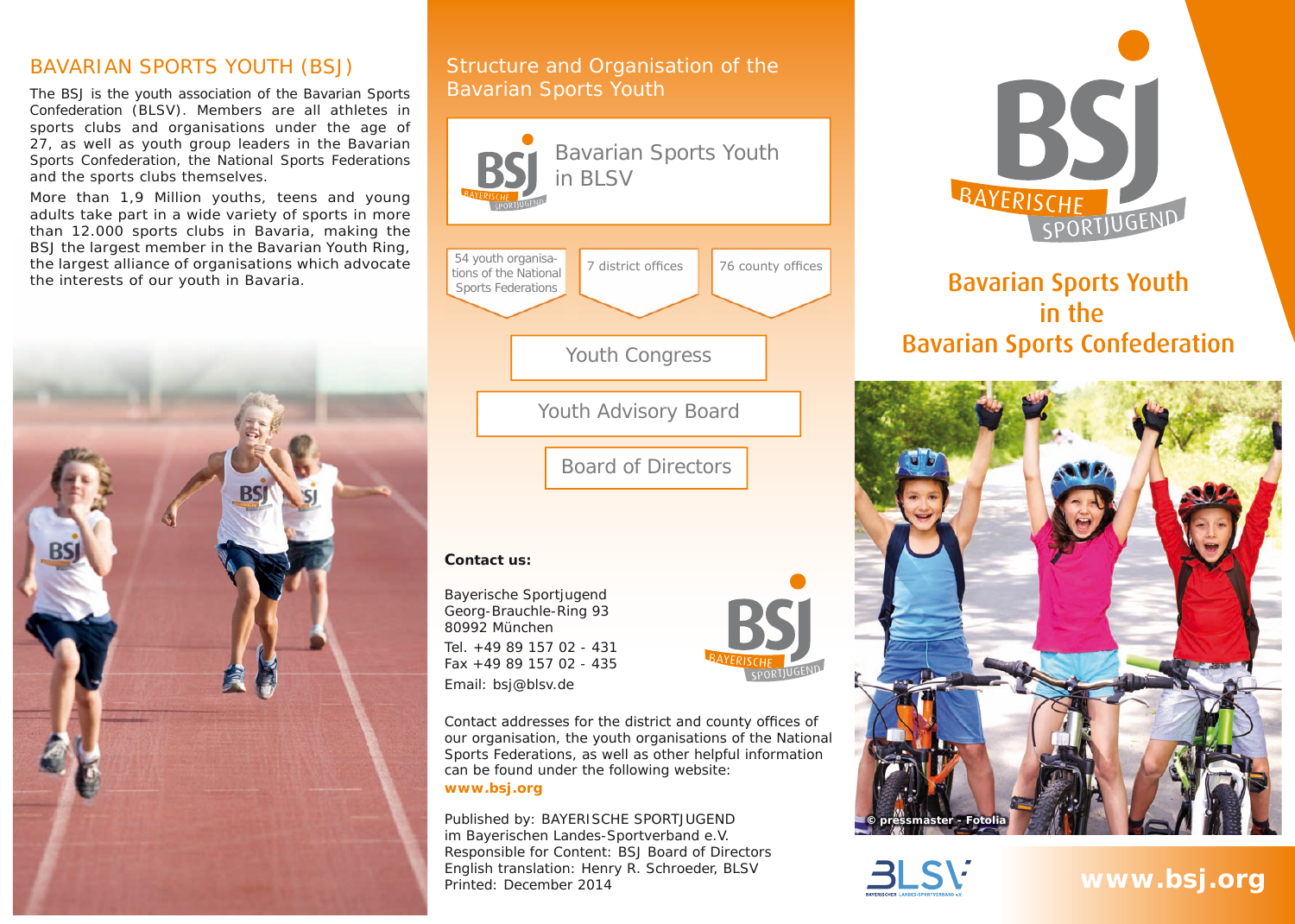## BAVARIAN SPORTS YOUTH (BSJ)

The BSJ is the youth association of the Bavarian Sports Confederation (BLSV). Members are all athletes in sports clubs and organisations under the age of 27, as well as youth group leaders in the Bavarian Sports Confederation, the National Sports Federations and the sports clubs themselves.

More than 1,9 Million youths, teens and young adults take part in a wide variety of sports in more than 12.000 sports clubs in Bavaria, making the BSJ the largest member in the Bavarian Youth Ring, the largest alliance of organisations which advocate the interests of our youth in Bavaria.

## Structure and Organisation of the Bavarian Sports Youth

Bavarian Sports Youth in BLSV

- 54 youth organisations of the National Sports Federations
- 7 district offices
- 76 county offices

Youth Congress

Youth Advisory Board

Board of Directors

**Contact us:**

Bayerische Sportjugend
Georg-Brauchle-Ring 93
80992 München
Tel. +49 89 157 02 - 431
Fax +49 89 157 02 - 435
Email: bsj@blsv.de

Contact addresses for the district and county offices of our organisation, the youth organisations of the National Sports Federations, as well as other helpful information can be found under the following website:
**www.bsj.org**

Published by: BAYERISCHE SPORTJUGEND
im Bayerischen Landes-Sportverband e.V.
Responsible for Content: BSJ Board of Directors
English translation: Henry R. Schroeder, BLSV
Printed: December 2014

BSJ BAYERISCHE SPORTJUGEND

# Bavarian Sports Youth in the Bavarian Sports Confederation

© pressmaster - Fotolia

BLSV BAYERISCHER LANDES-SPORTVERBAND e.V.

**www.bsj.org**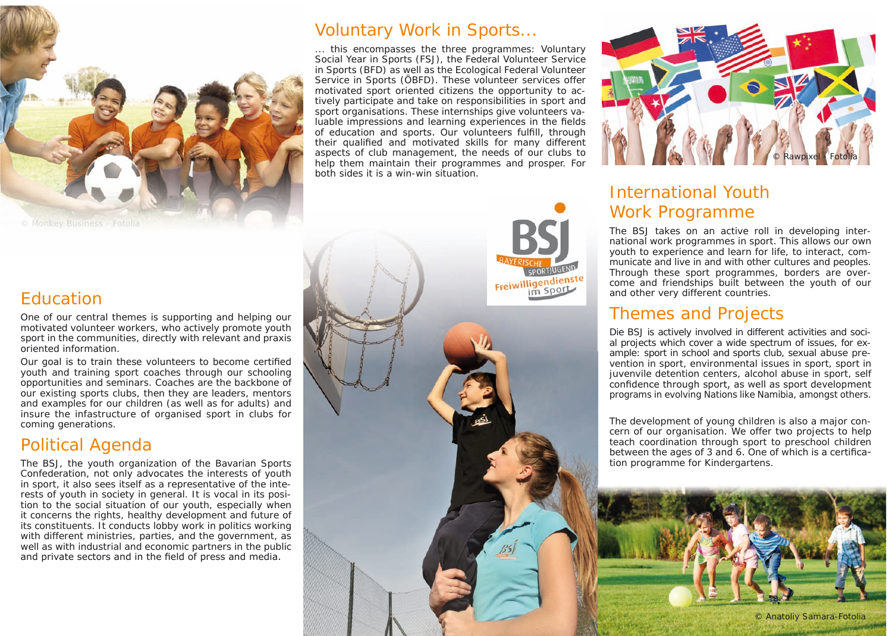## Voluntary Work in Sports...

... this encompasses the three programmes: Voluntary Social Year in Sports (FSJ), the Federal Volunteer Service in Sports (BFD) as well as the Ecological Federal Volunteer Service in Sports (ÖBFD). These volunteer services offer motivated sport oriented citizens the opportunity to actively participate and take on responsibilities in sport and sport organisations. These internships give volunteers valuable impressions and learning experiences in the fields of education and sports. Our volunteers fulfill, through their qualified and motivated skills for many different aspects of club management, the needs of our clubs to help them maintain their programmes and prosper. For both sides it is a win-win situation.

© Monkey Business - Fotolia

## Education

One of our central themes is supporting and helping our motivated volunteer workers, who actively promote youth sport in the communities, directly with relevant and praxis oriented information.

Our goal is to train these volunteers to become certified youth and training sport coaches through our schooling opportunities and seminars. Coaches are the backbone of our existing sports clubs, then they are leaders, mentors and examples for our children (as well as for adults) and insure the infastructure of organised sport in clubs for coming generations.

## Political Agenda

The BSJ, the youth organization of the Bavarian Sports Confederation, not only advocates the interests of youth in sport, it also sees itself as a representative of the interests of youth in society in general. It is vocal in its position to the social situation of our youth, especially when it concerns the rights, healthy development and future of its constituents. It conducts lobby work in politics working with different ministries, parties, and the government, as well as with industrial and economic partners in the public and private sectors and in the field of press and media.

BSJ BAYERISCHE SPORTJUGEND Freiwilligendienste im Sport

© Rawpixel - Fotolia

## International Youth Work Programme

The BSJ takes on an active roll in developing international work programmes in sport. This allows our own youth to experience and learn for life, to interact, communicate and live in and with other cultures and peoples. Through these sport programmes, borders are overcome and friendships built between the youth of our and other very different countries.

## Themes and Projects

Die BSJ is actively involved in different activities and social projects which cover a wide spectrum of issues, for example: sport in school and sports club, sexual abuse prevention in sport, environmental issues in sport, sport in juvenvile detention centers, alcohol abuse in sport, self confidence through sport, as well as sport development programs in evolving Nations like Namibia, amongst others.

The development of young children is also a major concern of our organisation. We offer two projects to help teach coordination through sport to preschool children between the ages of 3 and 6. One of which is a certification programme for Kindergartens.

© Anatoliy Samara-Fotolia